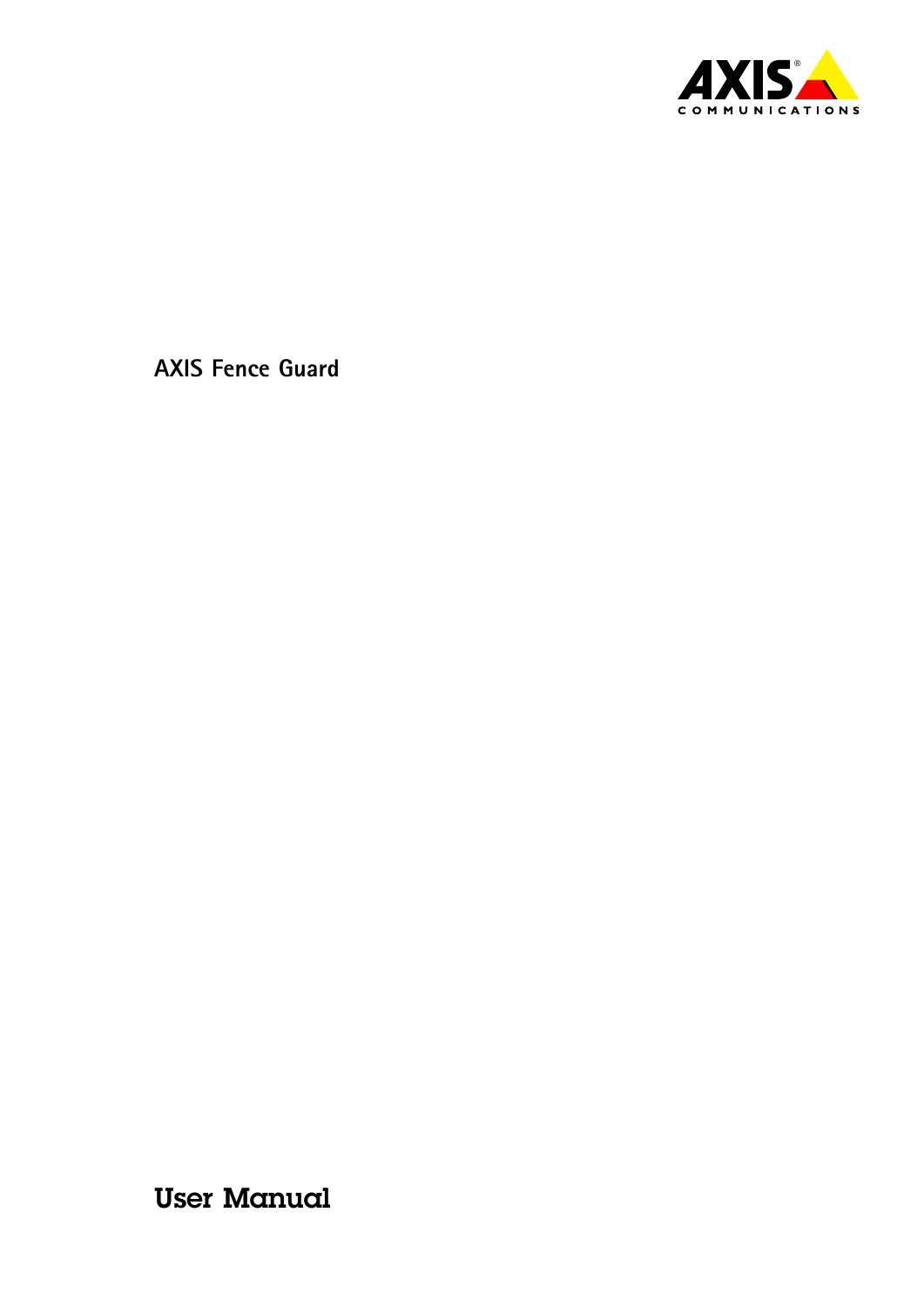AXIS COMMUNICATIONS

# AXIS Fence Guard

# User Manual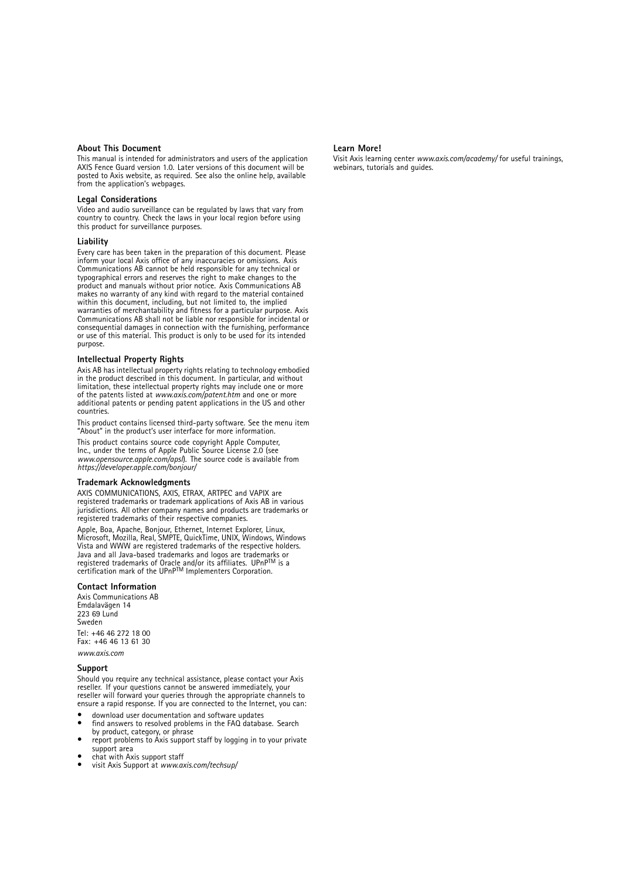### About This Document

This manual is intended for administrators and users of the application AXIS Fence Guard version 1.0. Later versions of this document will be posted to Axis website, as required. See also the online help, available from the application's webpages.

### Legal Considerations

Video and audio surveillance can be regulated by laws that vary from country to country. Check the laws in your local region before using this product for surveillance purposes.

### Liability

Every care has been taken in the preparation of this document. Please inform your local Axis office of any inaccuracies or omissions. Axis Communications AB cannot be held responsible for any technical or typographical errors and reserves the right to make changes to the product and manuals without prior notice. Axis Communications AB makes no warranty of any kind with regard to the material contained within this document, including, but not limited to, the implied warranties of merchantability and fitness for a particular purpose. Axis Communications AB shall not be liable nor responsible for incidental or consequential damages in connection with the furnishing, performance or use of this material. This product is only to be used for its intended purpose.

### Intellectual Property Rights

Axis AB has intellectual property rights relating to technology embodied in the product described in this document. In particular, and without limitation, these intellectual property rights may include one or more of the patents listed at *www.axis.com/patent.htm* and one or more additional patents or pending patent applications in the US and other countries.

This product contains licensed third-party software. See the menu item "About" in the product's user interface for more information.

This product contains source code copyright Apple Computer, Inc., under the terms of Apple Public Source License 2.0 (see *www.opensource.apple.com/apsl*). The source code is available from *https://developer.apple.com/bonjour/*

### Trademark Acknowledgments

AXIS COMMUNICATIONS, AXIS, ETRAX, ARTPEC and VAPIX are registered trademarks or trademark applications of Axis AB in various jurisdictions. All other company names and products are trademarks or registered trademarks of their respective companies.

Apple, Boa, Apache, Bonjour, Ethernet, Internet Explorer, Linux, Microsoft, Mozilla, Real, SMPTE, QuickTime, UNIX, Windows, Windows Vista and WWW are registered trademarks of the respective holders. Java and all Java-based trademarks and logos are trademarks or registered trademarks of Oracle and/or its affiliates. UPnP™ is a certification mark of the UPnP™ Implementers Corporation.

### Contact Information

Axis Communications AB
Emdalavägen 14
223 69 Lund
Sweden

Tel: +46 46 272 18 00
Fax: +46 46 13 61 30

*www.axis.com*

### Support

Should you require any technical assistance, please contact your Axis reseller. If your questions cannot be answered immediately, your reseller will forward your queries through the appropriate channels to ensure a rapid response. If you are connected to the Internet, you can:

- download user documentation and software updates
- find answers to resolved problems in the FAQ database. Search by product, category, or phrase
- report problems to Axis support staff by logging in to your private support area
- chat with Axis support staff
- visit Axis Support at *www.axis.com/techsup/*

### Learn More!

Visit Axis learning center *www.axis.com/academy/* for useful trainings, webinars, tutorials and guides.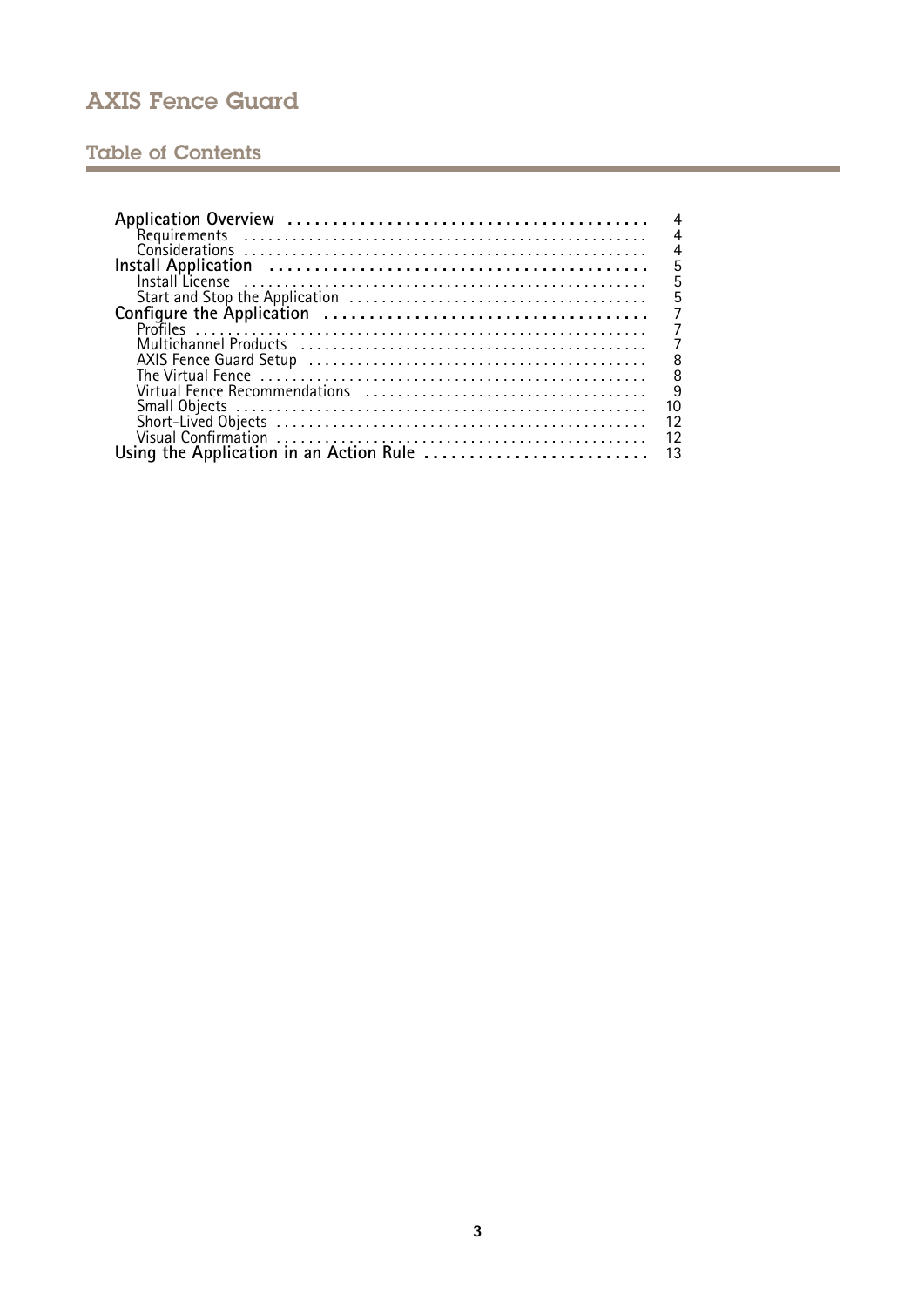# AXIS Fence Guard

## Table of Contents

**Application Overview** ........ 4
- Requirements ........ 4
- Considerations ........ 4

**Install Application** ........ 5
- Install License ........ 5
- Start and Stop the Application ........ 5

**Configure the Application** ........ 7
- Profiles ........ 7
- Multichannel Products ........ 7
- AXIS Fence Guard Setup ........ 8
- The Virtual Fence ........ 8
- Virtual Fence Recommendations ........ 9
- Small Objects ........ 10
- Short-Lived Objects ........ 12
- Visual Confirmation ........ 12

**Using the Application in an Action Rule** ........ 13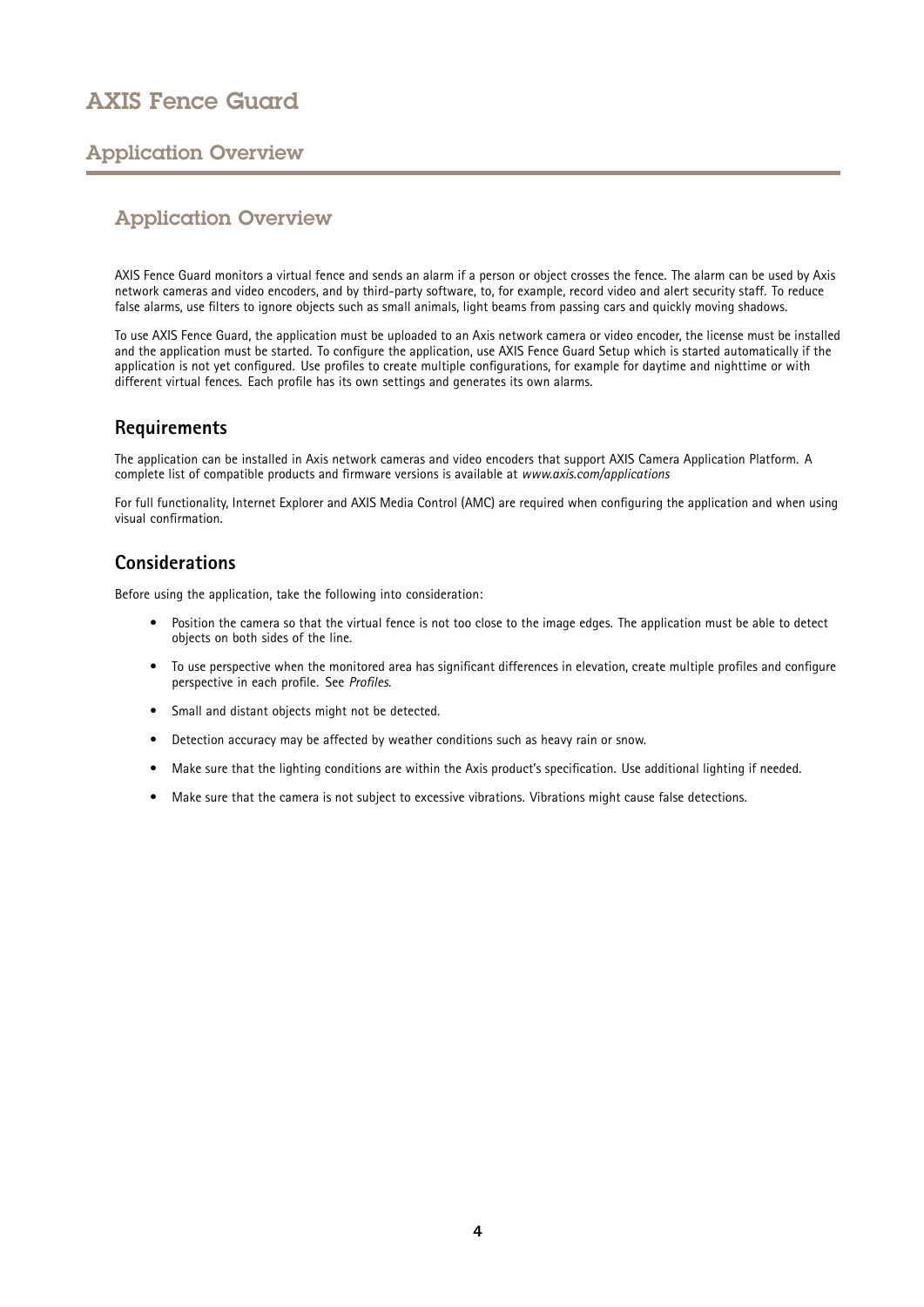## Application Overview

AXIS Fence Guard monitors a virtual fence and sends an alarm if a person or object crosses the fence. The alarm can be used by Axis network cameras and video encoders, and by third-party software, to, for example, record video and alert security staff. To reduce false alarms, use filters to ignore objects such as small animals, light beams from passing cars and quickly moving shadows.

To use AXIS Fence Guard, the application must be uploaded to an Axis network camera or video encoder, the license must be installed and the application must be started. To configure the application, use AXIS Fence Guard Setup which is started automatically if the application is not yet configured. Use profiles to create multiple configurations, for example for daytime and nighttime or with different virtual fences. Each profile has its own settings and generates its own alarms.

### Requirements

The application can be installed in Axis network cameras and video encoders that support AXIS Camera Application Platform. A complete list of compatible products and firmware versions is available at *www.axis.com/applications*

For full functionality, Internet Explorer and AXIS Media Control (AMC) are required when configuring the application and when using visual confirmation.

### Considerations

Before using the application, take the following into consideration:

- Position the camera so that the virtual fence is not too close to the image edges. The application must be able to detect objects on both sides of the line.
- To use perspective when the monitored area has significant differences in elevation, create multiple profiles and configure perspective in each profile. See *Profiles*.
- Small and distant objects might not be detected.
- Detection accuracy may be affected by weather conditions such as heavy rain or snow.
- Make sure that the lighting conditions are within the Axis product's specification. Use additional lighting if needed.
- Make sure that the camera is not subject to excessive vibrations. Vibrations might cause false detections.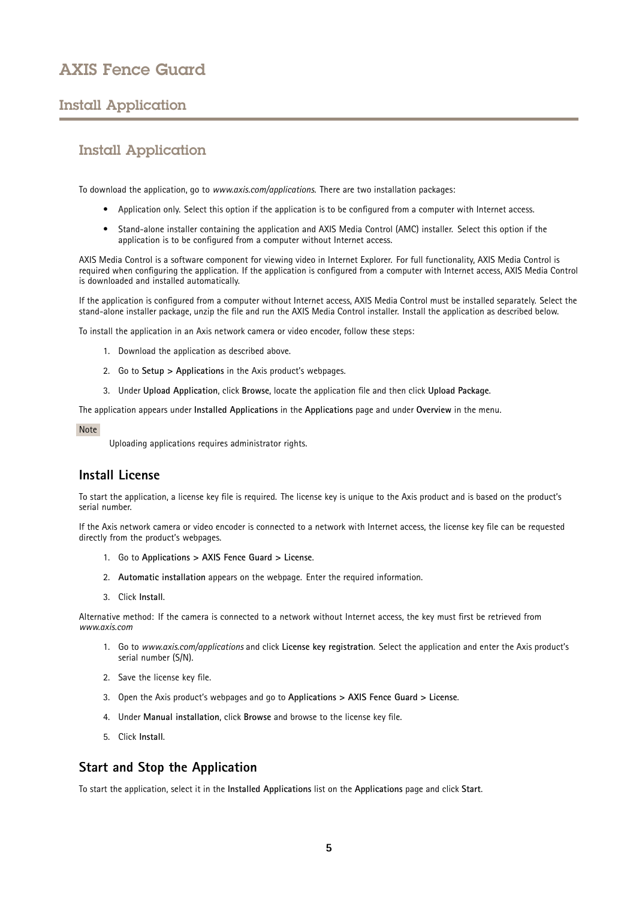## Install Application

To download the application, go to *www.axis.com/applications*. There are two installation packages:

- Application only. Select this option if the application is to be configured from a computer with Internet access.
- Stand-alone installer containing the application and AXIS Media Control (AMC) installer. Select this option if the application is to be configured from a computer without Internet access.

AXIS Media Control is a software component for viewing video in Internet Explorer. For full functionality, AXIS Media Control is required when configuring the application. If the application is configured from a computer with Internet access, AXIS Media Control is downloaded and installed automatically.

If the application is configured from a computer without Internet access, AXIS Media Control must be installed separately. Select the stand-alone installer package, unzip the file and run the AXIS Media Control installer. Install the application as described below.

To install the application in an Axis network camera or video encoder, follow these steps:

1. Download the application as described above.
2. Go to **Setup > Applications** in the Axis product's webpages.
3. Under **Upload Application**, click **Browse**, locate the application file and then click **Upload Package**.

The application appears under **Installed Applications** in the **Applications** page and under **Overview** in the menu.

Note

Uploading applications requires administrator rights.

### Install License

To start the application, a license key file is required. The license key is unique to the Axis product and is based on the product's serial number.

If the Axis network camera or video encoder is connected to a network with Internet access, the license key file can be requested directly from the product's webpages.

1. Go to **Applications > AXIS Fence Guard > License**.
2. **Automatic installation** appears on the webpage. Enter the required information.
3. Click **Install**.

Alternative method: If the camera is connected to a network without Internet access, the key must first be retrieved from *www.axis.com*

1. Go to *www.axis.com/applications* and click **License key registration**. Select the application and enter the Axis product's serial number (S/N).
2. Save the license key file.
3. Open the Axis product's webpages and go to **Applications > AXIS Fence Guard > License**.
4. Under **Manual installation**, click **Browse** and browse to the license key file.
5. Click **Install**.

### Start and Stop the Application

To start the application, select it in the **Installed Applications** list on the **Applications** page and click **Start**.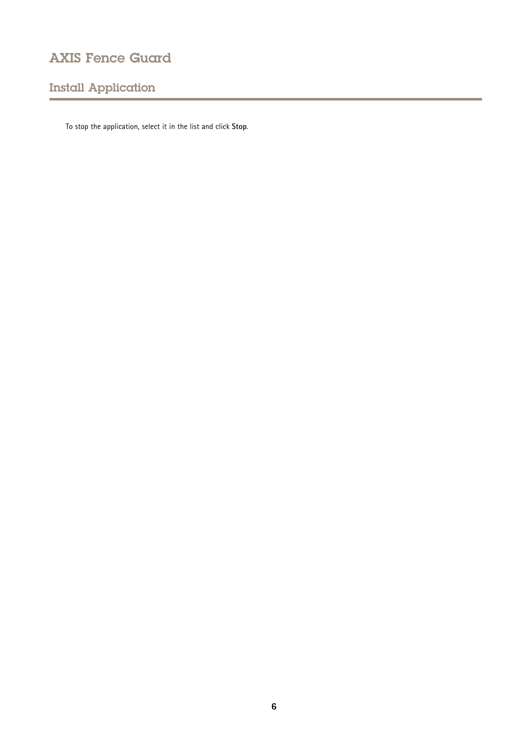To stop the application, select it in the list and click **Stop**.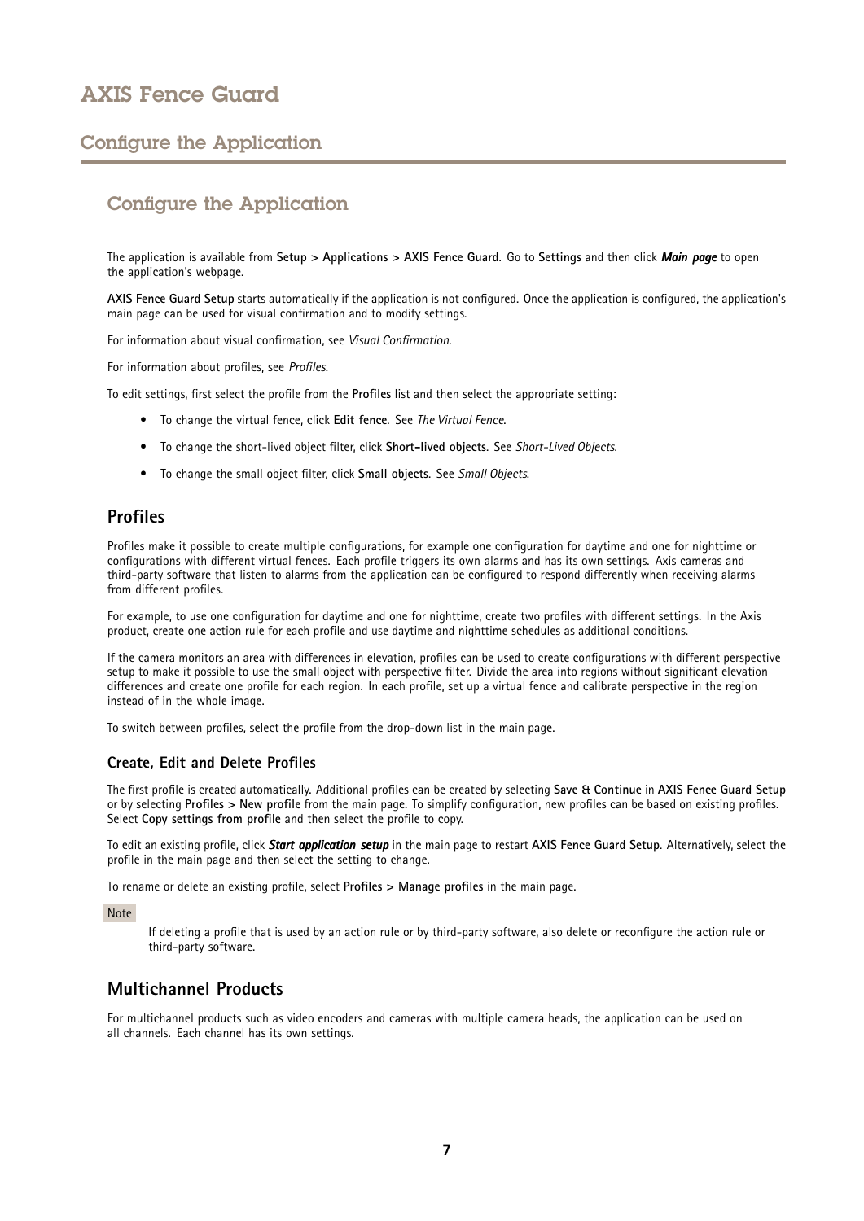## Configure the Application

The application is available from **Setup > Applications > AXIS Fence Guard**. Go to **Settings** and then click ***Main page*** to open the application's webpage.

**AXIS Fence Guard Setup** starts automatically if the application is not configured. Once the application is configured, the application's main page can be used for visual confirmation and to modify settings.

For information about visual confirmation, see *Visual Confirmation*.

For information about profiles, see *Profiles*.

To edit settings, first select the profile from the **Profiles** list and then select the appropriate setting:

- To change the virtual fence, click **Edit fence**. See *The Virtual Fence*.
- To change the short-lived object filter, click **Short-lived objects**. See *Short-Lived Objects*.
- To change the small object filter, click **Small objects**. See *Small Objects*.

### Profiles

Profiles make it possible to create multiple configurations, for example one configuration for daytime and one for nighttime or configurations with different virtual fences. Each profile triggers its own alarms and has its own settings. Axis cameras and third-party software that listen to alarms from the application can be configured to respond differently when receiving alarms from different profiles.

For example, to use one configuration for daytime and one for nighttime, create two profiles with different settings. In the Axis product, create one action rule for each profile and use daytime and nighttime schedules as additional conditions.

If the camera monitors an area with differences in elevation, profiles can be used to create configurations with different perspective setup to make it possible to use the small object with perspective filter. Divide the area into regions without significant elevation differences and create one profile for each region. In each profile, set up a virtual fence and calibrate perspective in the region instead of in the whole image.

To switch between profiles, select the profile from the drop-down list in the main page.

#### Create, Edit and Delete Profiles

The first profile is created automatically. Additional profiles can be created by selecting **Save & Continue** in **AXIS Fence Guard Setup** or by selecting **Profiles > New profile** from the main page. To simplify configuration, new profiles can be based on existing profiles. Select **Copy settings from profile** and then select the profile to copy.

To edit an existing profile, click ***Start application setup*** in the main page to restart **AXIS Fence Guard Setup**. Alternatively, select the profile in the main page and then select the setting to change.

To rename or delete an existing profile, select **Profiles > Manage profiles** in the main page.

Note

If deleting a profile that is used by an action rule or by third-party software, also delete or reconfigure the action rule or third-party software.

### Multichannel Products

For multichannel products such as video encoders and cameras with multiple camera heads, the application can be used on all channels. Each channel has its own settings.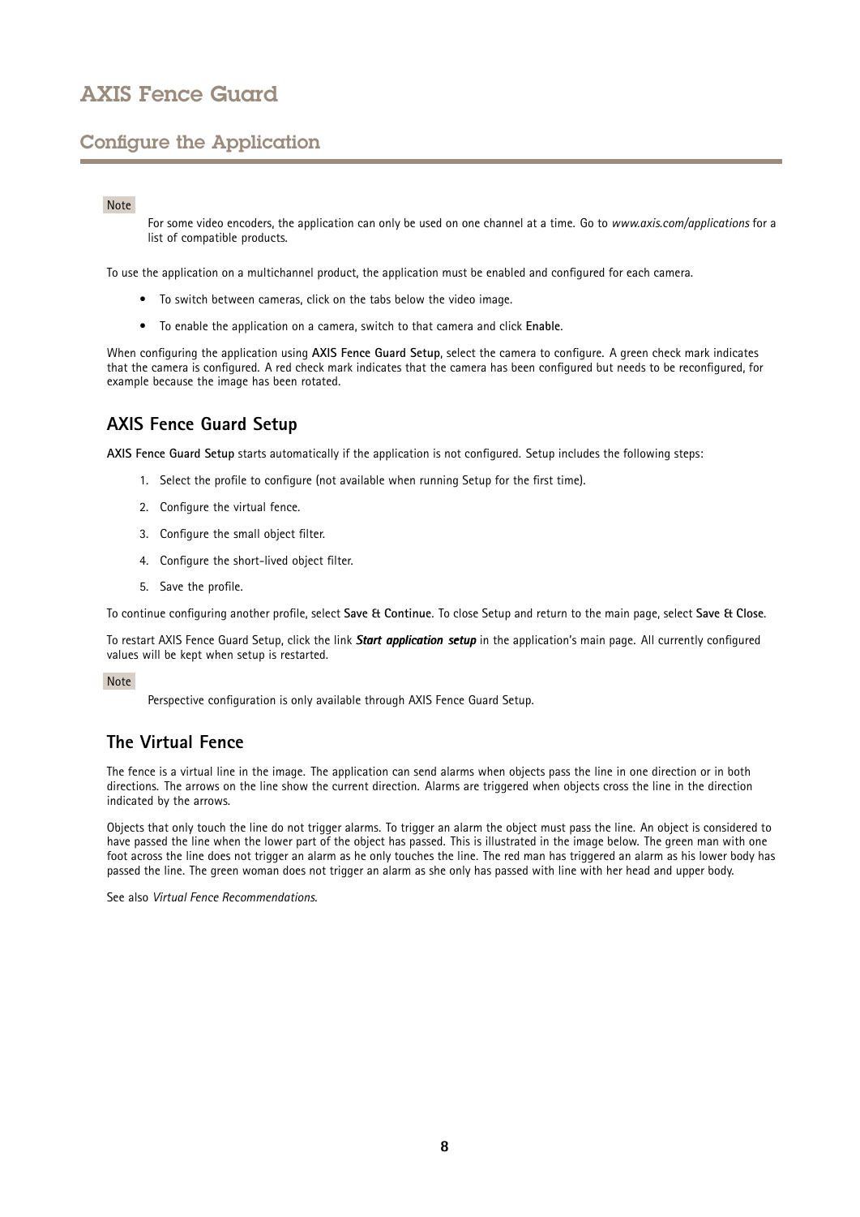# Configure the Application

**Note**

For some video encoders, the application can only be used on one channel at a time. Go to *www.axis.com/applications* for a list of compatible products.

To use the application on a multichannel product, the application must be enabled and configured for each camera.

- To switch between cameras, click on the tabs below the video image.
- To enable the application on a camera, switch to that camera and click **Enable**.

When configuring the application using **AXIS Fence Guard Setup**, select the camera to configure. A green check mark indicates that the camera is configured. A red check mark indicates that the camera has been configured but needs to be reconfigured, for example because the image has been rotated.

## AXIS Fence Guard Setup

**AXIS Fence Guard Setup** starts automatically if the application is not configured. Setup includes the following steps:

1. Select the profile to configure (not available when running Setup for the first time).
2. Configure the virtual fence.
3. Configure the small object filter.
4. Configure the short-lived object filter.
5. Save the profile.

To continue configuring another profile, select **Save & Continue**. To close Setup and return to the main page, select **Save & Close**.

To restart AXIS Fence Guard Setup, click the link ***Start application setup*** in the application's main page. All currently configured values will be kept when setup is restarted.

**Note**

Perspective configuration is only available through AXIS Fence Guard Setup.

## The Virtual Fence

The fence is a virtual line in the image. The application can send alarms when objects pass the line in one direction or in both directions. The arrows on the line show the current direction. Alarms are triggered when objects cross the line in the direction indicated by the arrows.

Objects that only touch the line do not trigger alarms. To trigger an alarm the object must pass the line. An object is considered to have passed the line when the lower part of the object has passed. This is illustrated in the image below. The green man with one foot across the line does not trigger an alarm as he only touches the line. The red man has triggered an alarm as his lower body has passed the line. The green woman does not trigger an alarm as she only has passed with line with her head and upper body.

See also *Virtual Fence Recommendations*.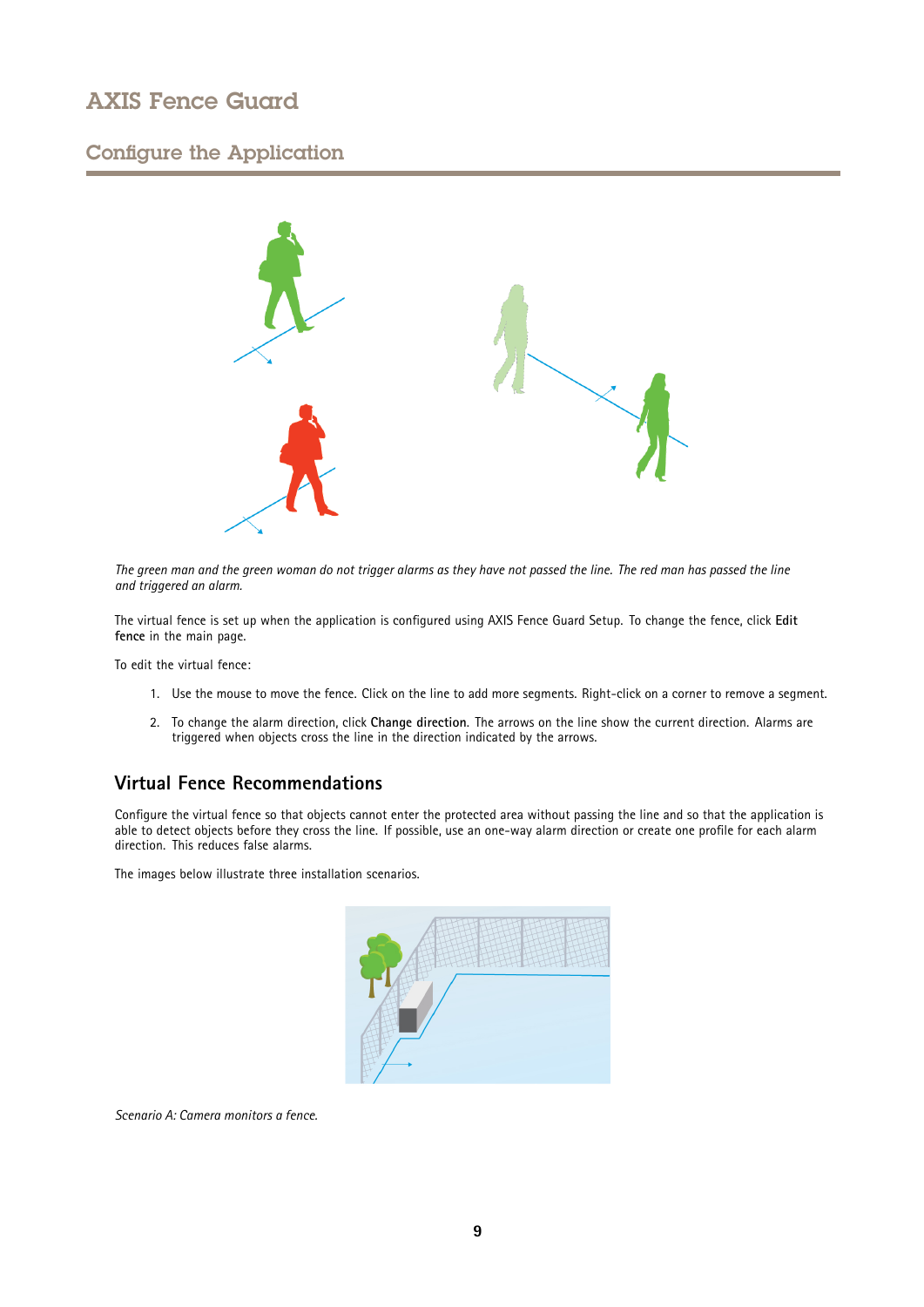*The green man and the green woman do not trigger alarms as they have not passed the line. The red man has passed the line and triggered an alarm.*

The virtual fence is set up when the application is configured using AXIS Fence Guard Setup. To change the fence, click **Edit fence** in the main page.

To edit the virtual fence:

1. Use the mouse to move the fence. Click on the line to add more segments. Right-click on a corner to remove a segment.
2. To change the alarm direction, click **Change direction**. The arrows on the line show the current direction. Alarms are triggered when objects cross the line in the direction indicated by the arrows.

## Virtual Fence Recommendations

Configure the virtual fence so that objects cannot enter the protected area without passing the line and so that the application is able to detect objects before they cross the line. If possible, use an one-way alarm direction or create one profile for each alarm direction. This reduces false alarms.

The images below illustrate three installation scenarios.

*Scenario A: Camera monitors a fence.*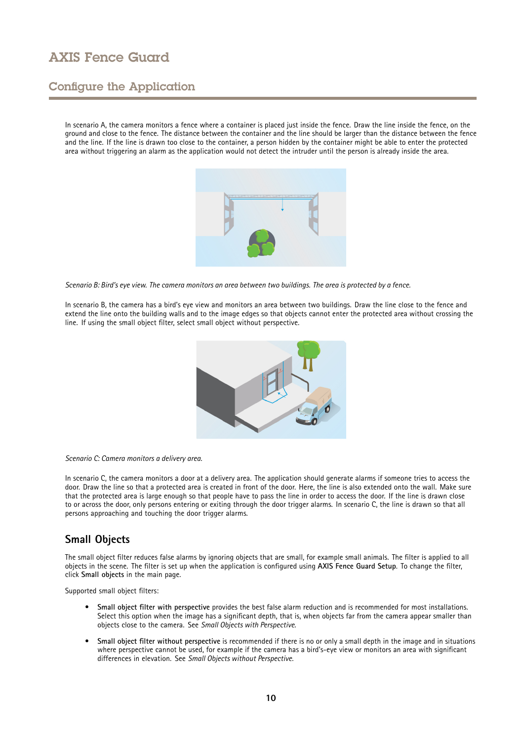In scenario A, the camera monitors a fence where a container is placed just inside the fence. Draw the line inside the fence, on the ground and close to the fence. The distance between the container and the line should be larger than the distance between the fence and the line. If the line is drawn too close to the container, a person hidden by the container might be able to enter the protected area without triggering an alarm as the application would not detect the intruder until the person is already inside the area.

*Scenario B: Bird's eye view. The camera monitors an area between two buildings. The area is protected by a fence.*

In scenario B, the camera has a bird's eye view and monitors an area between two buildings. Draw the line close to the fence and extend the line onto the building walls and to the image edges so that objects cannot enter the protected area without crossing the line. If using the small object filter, select small object without perspective.

*Scenario C: Camera monitors a delivery area.*

In scenario C, the camera monitors a door at a delivery area. The application should generate alarms if someone tries to access the door. Draw the line so that a protected area is created in front of the door. Here, the line is also extended onto the wall. Make sure that the protected area is large enough so that people have to pass the line in order to access the door. If the line is drawn close to or across the door, only persons entering or exiting through the door trigger alarms. In scenario C, the line is drawn so that all persons approaching and touching the door trigger alarms.

## Small Objects

The small object filter reduces false alarms by ignoring objects that are small, for example small animals. The filter is applied to all objects in the scene. The filter is set up when the application is configured using **AXIS Fence Guard Setup**. To change the filter, click **Small objects** in the main page.

Supported small object filters:

- **Small object filter with perspective** provides the best false alarm reduction and is recommended for most installations. Select this option when the image has a significant depth, that is, when objects far from the camera appear smaller than objects close to the camera. See *Small Objects with Perspective*.
- **Small object filter without perspective** is recommended if there is no or only a small depth in the image and in situations where perspective cannot be used, for example if the camera has a bird's-eye view or monitors an area with significant differences in elevation. See *Small Objects without Perspective*.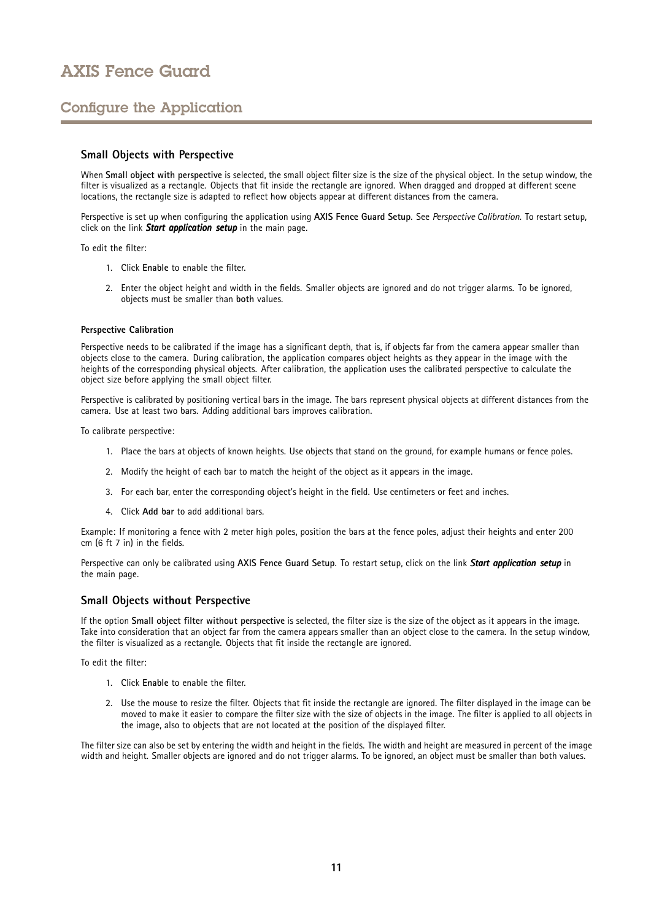### Small Objects with Perspective

When **Small object with perspective** is selected, the small object filter size is the size of the physical object. In the setup window, the filter is visualized as a rectangle. Objects that fit inside the rectangle are ignored. When dragged and dropped at different scene locations, the rectangle size is adapted to reflect how objects appear at different distances from the camera.

Perspective is set up when configuring the application using **AXIS Fence Guard Setup**. See *Perspective Calibration*. To restart setup, click on the link ***Start application setup*** in the main page.

To edit the filter:

1. Click **Enable** to enable the filter.
2. Enter the object height and width in the fields. Smaller objects are ignored and do not trigger alarms. To be ignored, objects must be smaller than **both** values.

#### Perspective Calibration

Perspective needs to be calibrated if the image has a significant depth, that is, if objects far from the camera appear smaller than objects close to the camera. During calibration, the application compares object heights as they appear in the image with the heights of the corresponding physical objects. After calibration, the application uses the calibrated perspective to calculate the object size before applying the small object filter.

Perspective is calibrated by positioning vertical bars in the image. The bars represent physical objects at different distances from the camera. Use at least two bars. Adding additional bars improves calibration.

To calibrate perspective:

1. Place the bars at objects of known heights. Use objects that stand on the ground, for example humans or fence poles.
2. Modify the height of each bar to match the height of the object as it appears in the image.
3. For each bar, enter the corresponding object's height in the field. Use centimeters or feet and inches.
4. Click **Add bar** to add additional bars.

Example: If monitoring a fence with 2 meter high poles, position the bars at the fence poles, adjust their heights and enter 200 cm (6 ft 7 in) in the fields.

Perspective can only be calibrated using **AXIS Fence Guard Setup**. To restart setup, click on the link ***Start application setup*** in the main page.

### Small Objects without Perspective

If the option **Small object filter without perspective** is selected, the filter size is the size of the object as it appears in the image. Take into consideration that an object far from the camera appears smaller than an object close to the camera. In the setup window, the filter is visualized as a rectangle. Objects that fit inside the rectangle are ignored.

To edit the filter:

1. Click **Enable** to enable the filter.
2. Use the mouse to resize the filter. Objects that fit inside the rectangle are ignored. The filter displayed in the image can be moved to make it easier to compare the filter size with the size of objects in the image. The filter is applied to all objects in the image, also to objects that are not located at the position of the displayed filter.

The filter size can also be set by entering the width and height in the fields. The width and height are measured in percent of the image width and height. Smaller objects are ignored and do not trigger alarms. To be ignored, an object must be smaller than both values.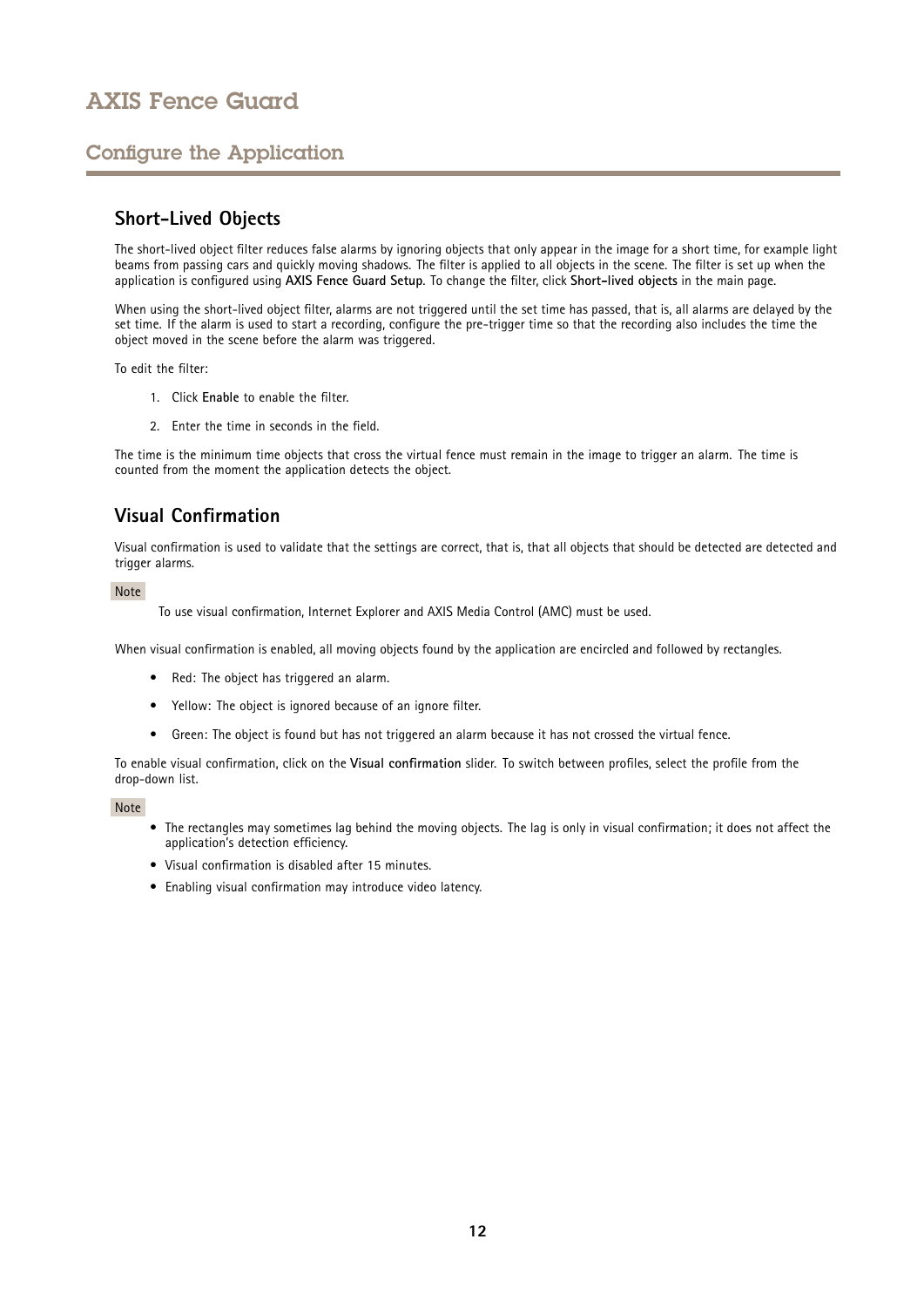## Short-Lived Objects

The short-lived object filter reduces false alarms by ignoring objects that only appear in the image for a short time, for example light beams from passing cars and quickly moving shadows. The filter is applied to all objects in the scene. The filter is set up when the application is configured using **AXIS Fence Guard Setup**. To change the filter, click **Short-lived objects** in the main page.

When using the short-lived object filter, alarms are not triggered until the set time has passed, that is, all alarms are delayed by the set time. If the alarm is used to start a recording, configure the pre-trigger time so that the recording also includes the time the object moved in the scene before the alarm was triggered.

To edit the filter:

1. Click **Enable** to enable the filter.
2. Enter the time in seconds in the field.

The time is the minimum time objects that cross the virtual fence must remain in the image to trigger an alarm. The time is counted from the moment the application detects the object.

## Visual Confirmation

Visual confirmation is used to validate that the settings are correct, that is, that all objects that should be detected are detected and trigger alarms.

**Note**

To use visual confirmation, Internet Explorer and AXIS Media Control (AMC) must be used.

When visual confirmation is enabled, all moving objects found by the application are encircled and followed by rectangles.

- Red: The object has triggered an alarm.
- Yellow: The object is ignored because of an ignore filter.
- Green: The object is found but has not triggered an alarm because it has not crossed the virtual fence.

To enable visual confirmation, click on the **Visual confirmation** slider. To switch between profiles, select the profile from the drop-down list.

**Note**

- The rectangles may sometimes lag behind the moving objects. The lag is only in visual confirmation; it does not affect the application's detection efficiency.
- Visual confirmation is disabled after 15 minutes.
- Enabling visual confirmation may introduce video latency.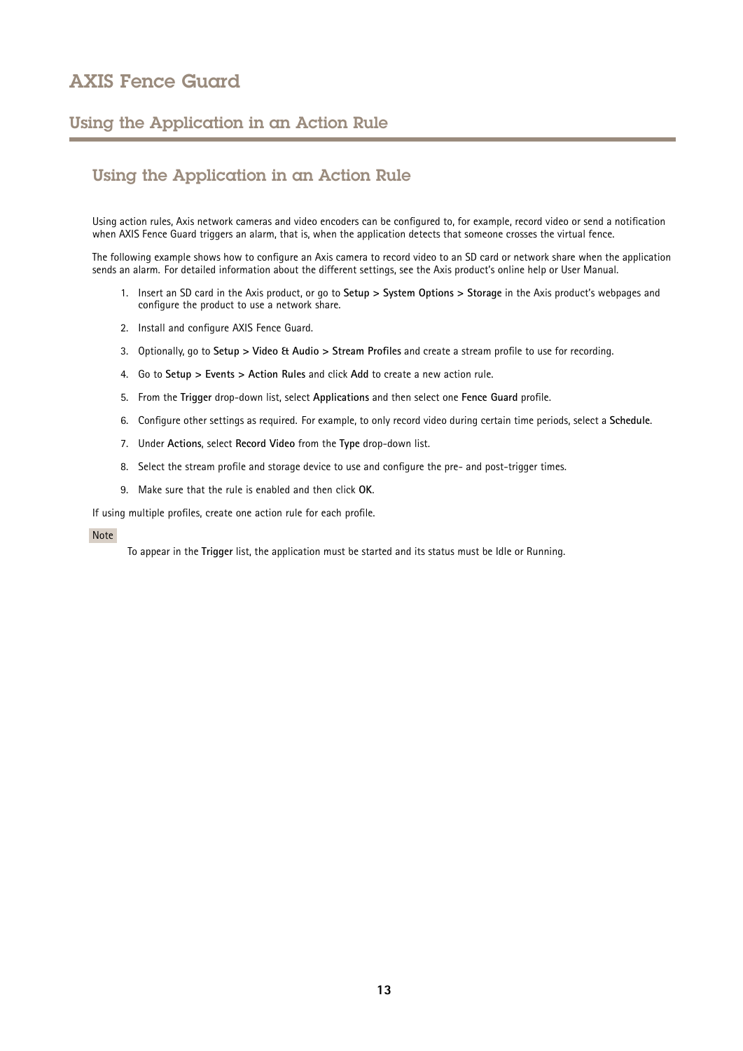## Using the Application in an Action Rule

Using action rules, Axis network cameras and video encoders can be configured to, for example, record video or send a notification when AXIS Fence Guard triggers an alarm, that is, when the application detects that someone crosses the virtual fence.

The following example shows how to configure an Axis camera to record video to an SD card or network share when the application sends an alarm. For detailed information about the different settings, see the Axis product's online help or User Manual.

1. Insert an SD card in the Axis product, or go to **Setup > System Options > Storage** in the Axis product's webpages and configure the product to use a network share.
2. Install and configure AXIS Fence Guard.
3. Optionally, go to **Setup > Video & Audio > Stream Profiles** and create a stream profile to use for recording.
4. Go to **Setup > Events > Action Rules** and click **Add** to create a new action rule.
5. From the **Trigger** drop-down list, select **Applications** and then select one **Fence Guard** profile.
6. Configure other settings as required. For example, to only record video during certain time periods, select a **Schedule**.
7. Under **Actions**, select **Record Video** from the **Type** drop-down list.
8. Select the stream profile and storage device to use and configure the pre- and post-trigger times.
9. Make sure that the rule is enabled and then click **OK**.

If using multiple profiles, create one action rule for each profile.

Note

To appear in the **Trigger** list, the application must be started and its status must be Idle or Running.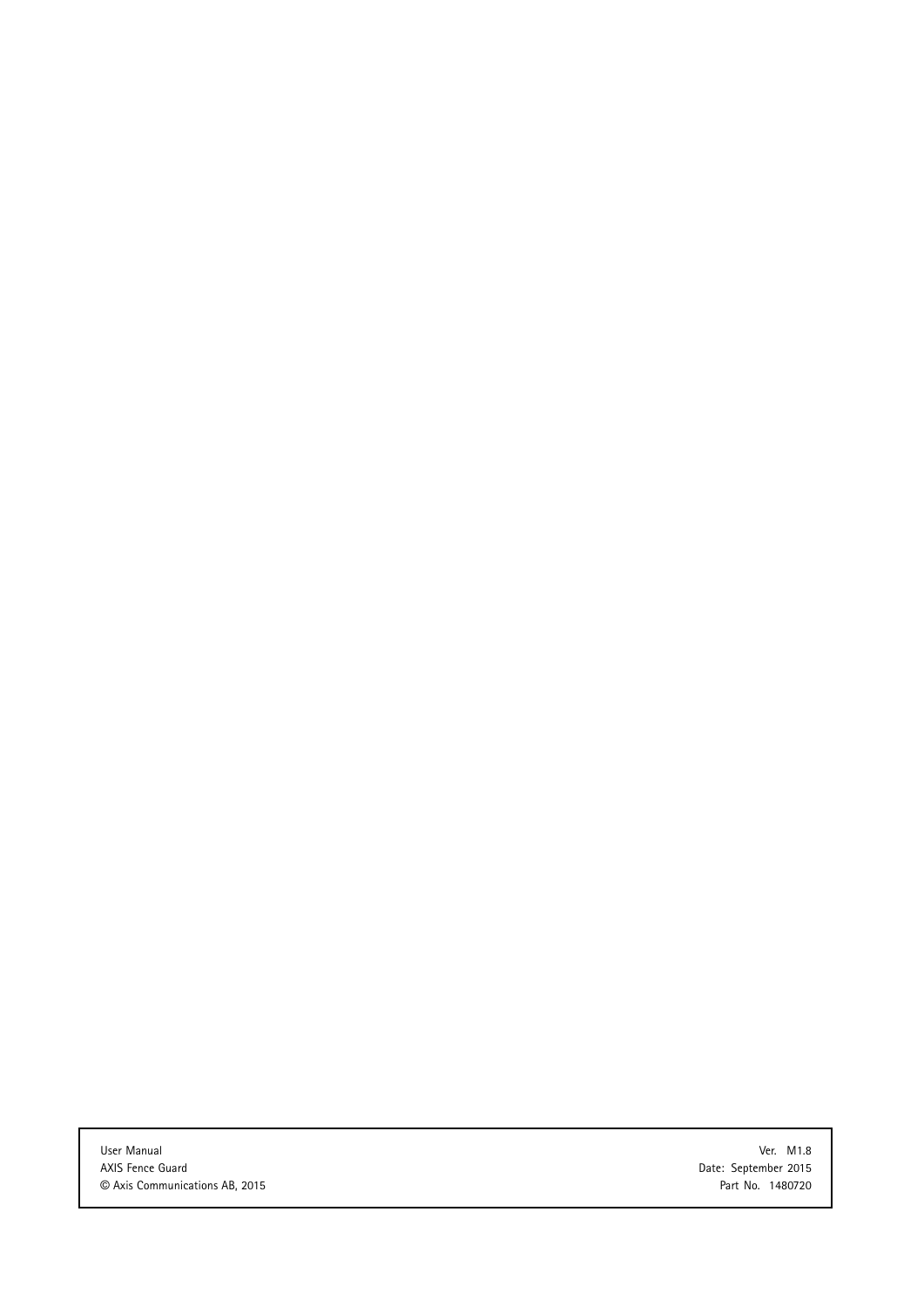User Manual
AXIS Fence Guard
© Axis Communications AB, 2015

Ver. M1.8
Date: September 2015
Part No. 1480720